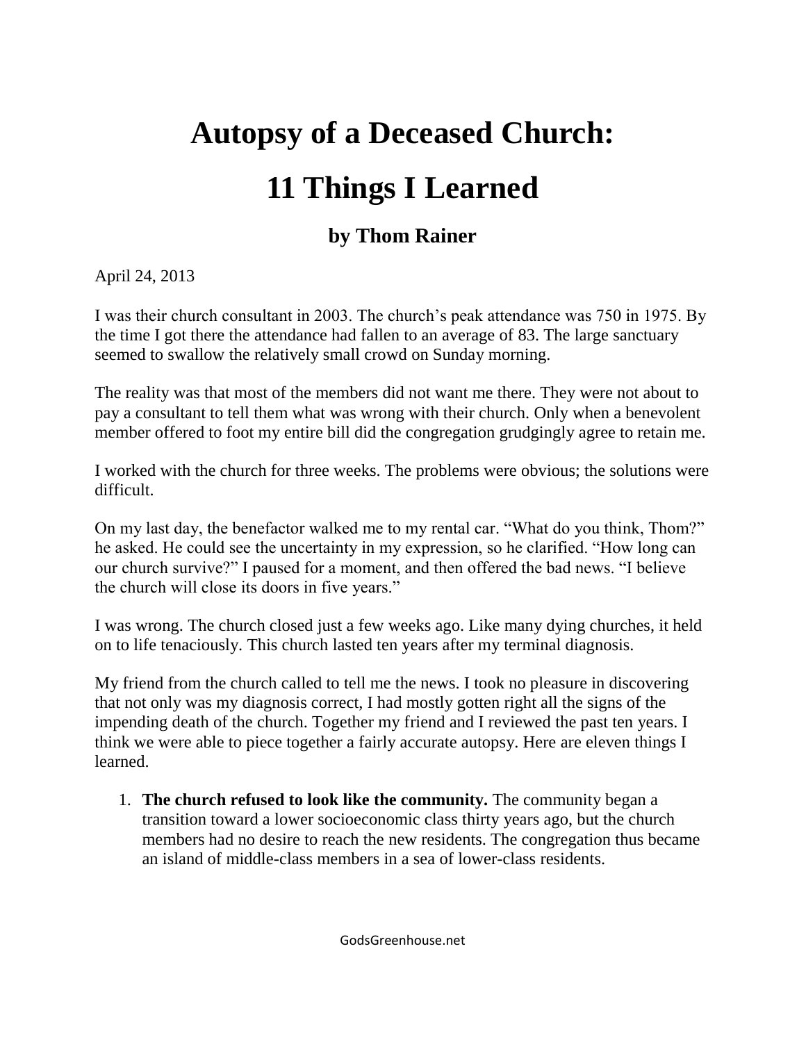# Autopsy of a Deceased Church: 11 Things I Learned

## by Thom Rainer

April 24, 2013

I was their church consultant in 2003. The church's peak attendance was 750 in 1975. By the time I got there the attendance had fallen to an average of 83. The large sanctuary seemed to swallow the relatively small crowd on Sunday morning.

The reality was that most of the members did not want me there. They were not about to pay a consultant to tell them what was wrong with their church. Only when a benevolent member offered to foot my entire bill did the congregation grudgingly agree to retain me.

I worked with the church for three weeks. The problems were obvious; the solutions were difficult.

On my last day, the benefactor walked me to my rental car. "What do you think, Thom?" he asked. He could see the uncertainty in my expression, so he clarified. "How long can our church survive?" I paused for a moment, and then offered the bad news. "I believe the church will close its doors in five years."

I was wrong. The church closed just a few weeks ago. Like many dying churches, it held on to life tenaciously. This church lasted ten years after my terminal diagnosis.

My friend from the church called to tell me the news. I took no pleasure in discovering that not only was my diagnosis correct, I had mostly gotten right all the signs of the impending death of the church. Together my friend and I reviewed the past ten years. I think we were able to piece together a fairly accurate autopsy. Here are eleven things I learned.

1. **The church refused to look like the community.** The community began a transition toward a lower socioeconomic class thirty years ago, but the church members had no desire to reach the new residents. The congregation thus became an island of middle-class members in a sea of lower-class residents.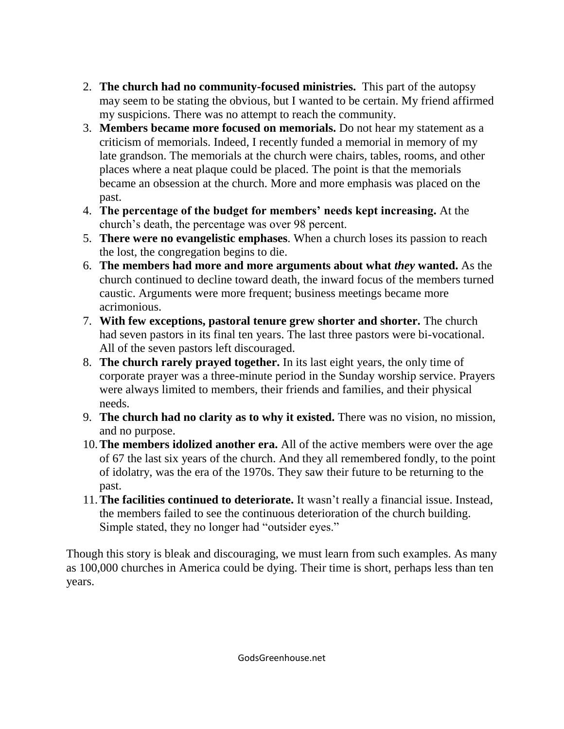2. **The church had no community-focused ministries.** This part of the autopsy may seem to be stating the obvious, but I wanted to be certain. My friend affirmed my suspicions. There was no attempt to reach the community.
3. **Members became more focused on memorials.** Do not hear my statement as a criticism of memorials. Indeed, I recently funded a memorial in memory of my late grandson. The memorials at the church were chairs, tables, rooms, and other places where a neat plaque could be placed. The point is that the memorials became an obsession at the church. More and more emphasis was placed on the past.
4. **The percentage of the budget for members' needs kept increasing.** At the church's death, the percentage was over 98 percent.
5. **There were no evangelistic emphases**. When a church loses its passion to reach the lost, the congregation begins to die.
6. **The members had more and more arguments about what *they* wanted.** As the church continued to decline toward death, the inward focus of the members turned caustic. Arguments were more frequent; business meetings became more acrimonious.
7. **With few exceptions, pastoral tenure grew shorter and shorter.** The church had seven pastors in its final ten years. The last three pastors were bi-vocational. All of the seven pastors left discouraged.
8. **The church rarely prayed together.** In its last eight years, the only time of corporate prayer was a three-minute period in the Sunday worship service. Prayers were always limited to members, their friends and families, and their physical needs.
9. **The church had no clarity as to why it existed.** There was no vision, no mission, and no purpose.
10. **The members idolized another era.** All of the active members were over the age of 67 the last six years of the church. And they all remembered fondly, to the point of idolatry, was the era of the 1970s. They saw their future to be returning to the past.
11. **The facilities continued to deteriorate.** It wasn't really a financial issue. Instead, the members failed to see the continuous deterioration of the church building. Simple stated, they no longer had "outsider eyes."

Though this story is bleak and discouraging, we must learn from such examples. As many as 100,000 churches in America could be dying. Their time is short, perhaps less than ten years.